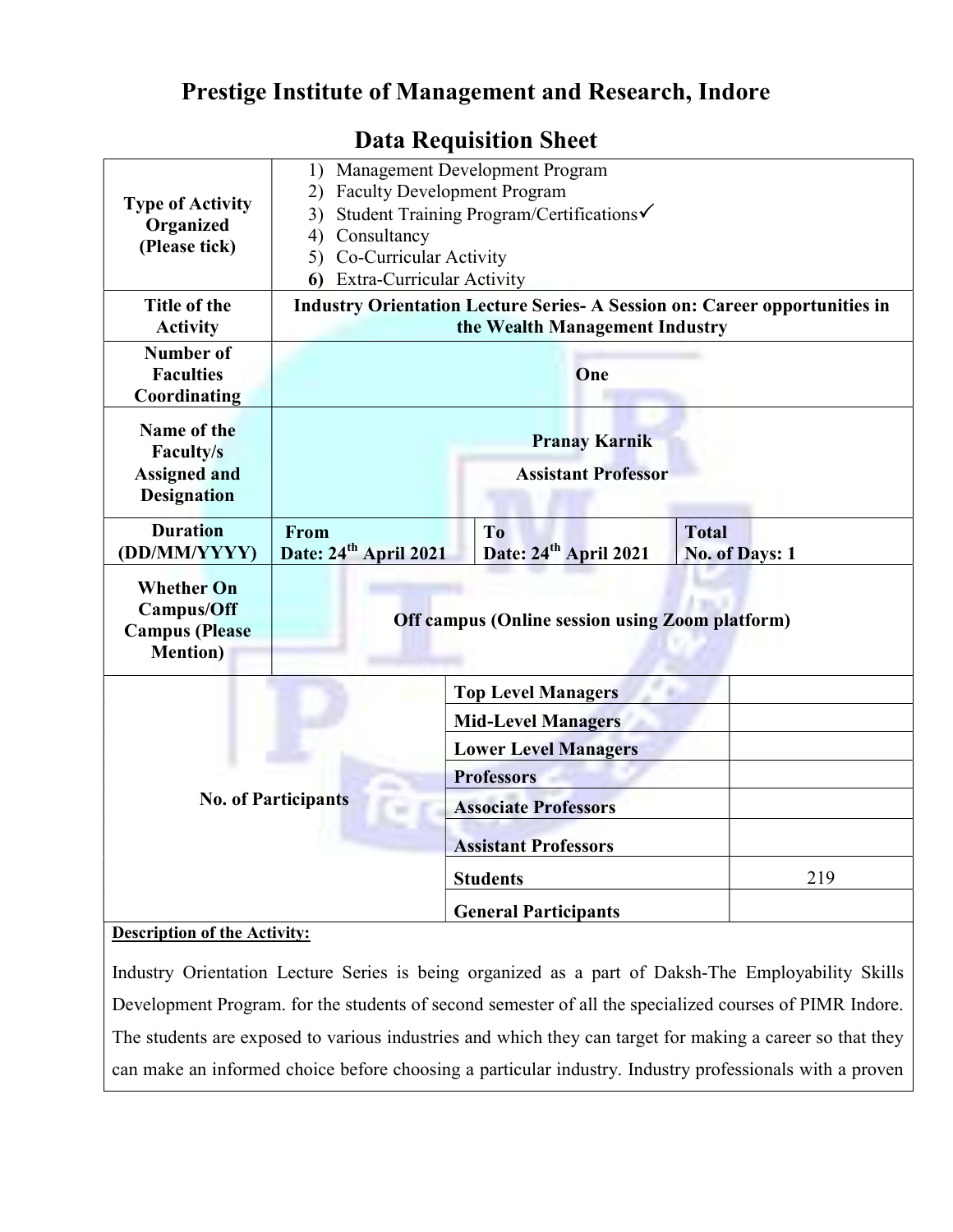# Prestige Institute of Management and Research, Indore

## Data Requisition Sheet

| | | | |
|---|---|---|---|
| **Type of Activity Organized (Please tick)** | 1) Management Development Program<br>2) Faculty Development Program<br>3) Student Training Program/Certifications✓<br>4) Consultancy<br>5) Co-Curricular Activity<br>6) Extra-Curricular Activity | | |
| **Title of the Activity** | **Industry Orientation Lecture Series- A Session on: Career opportunities in the Wealth Management Industry** | | |
| **Number of Faculties Coordinating** | **One** | | |
| **Name of the Faculty/s Assigned and Designation** | **Pranay Karnik**<br>**Assistant Professor** | | |
| **Duration (DD/MM/YYYY)** | **From Date: 24th April 2021** | **To Date: 24th April 2021** | **Total No. of Days: 1** |
| **Whether On Campus/Off Campus (Please Mention)** | **Off campus (Online session using Zoom platform)** | | |

| No. of Participants | | |
|---|---|---|
| | **Top Level Managers** | |
| | **Mid-Level Managers** | |
| | **Lower Level Managers** | |
| | **Professors** | |
| | **Associate Professors** | |
| | **Assistant Professors** | |
| | **Students** | 219 |
| | **General Participants** | |

**Description of the Activity:**

Industry Orientation Lecture Series is being organized as a part of Daksh-The Employability Skills Development Program. for the students of second semester of all the specialized courses of PIMR Indore. The students are exposed to various industries and which they can target for making a career so that they can make an informed choice before choosing a particular industry. Industry professionals with a proven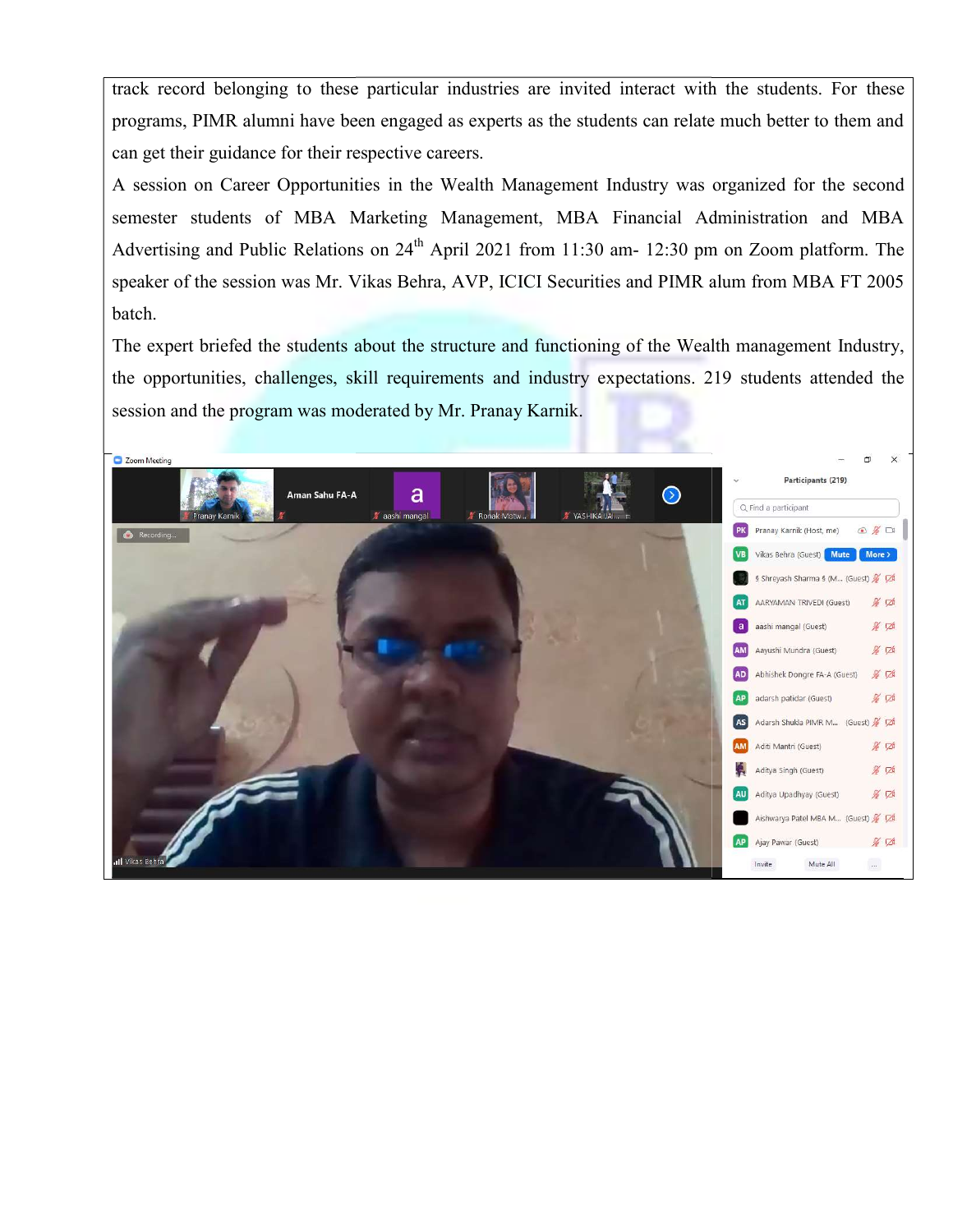track record belonging to these particular industries are invited interact with the students. For these programs, PIMR alumni have been engaged as experts as the students can relate much better to them and can get their guidance for their respective careers.

A session on Career Opportunities in the Wealth Management Industry was organized for the second semester students of MBA Marketing Management, MBA Financial Administration and MBA Advertising and Public Relations on 24th April 2021 from 11:30 am- 12:30 pm on Zoom platform. The speaker of the session was Mr. Vikas Behra, AVP, ICICI Securities and PIMR alum from MBA FT 2005 batch.

The expert briefed the students about the structure and functioning of the Wealth management Industry, the opportunities, challenges, skill requirements and industry expectations. 219 students attended the session and the program was moderated by Mr. Pranay Karnik.